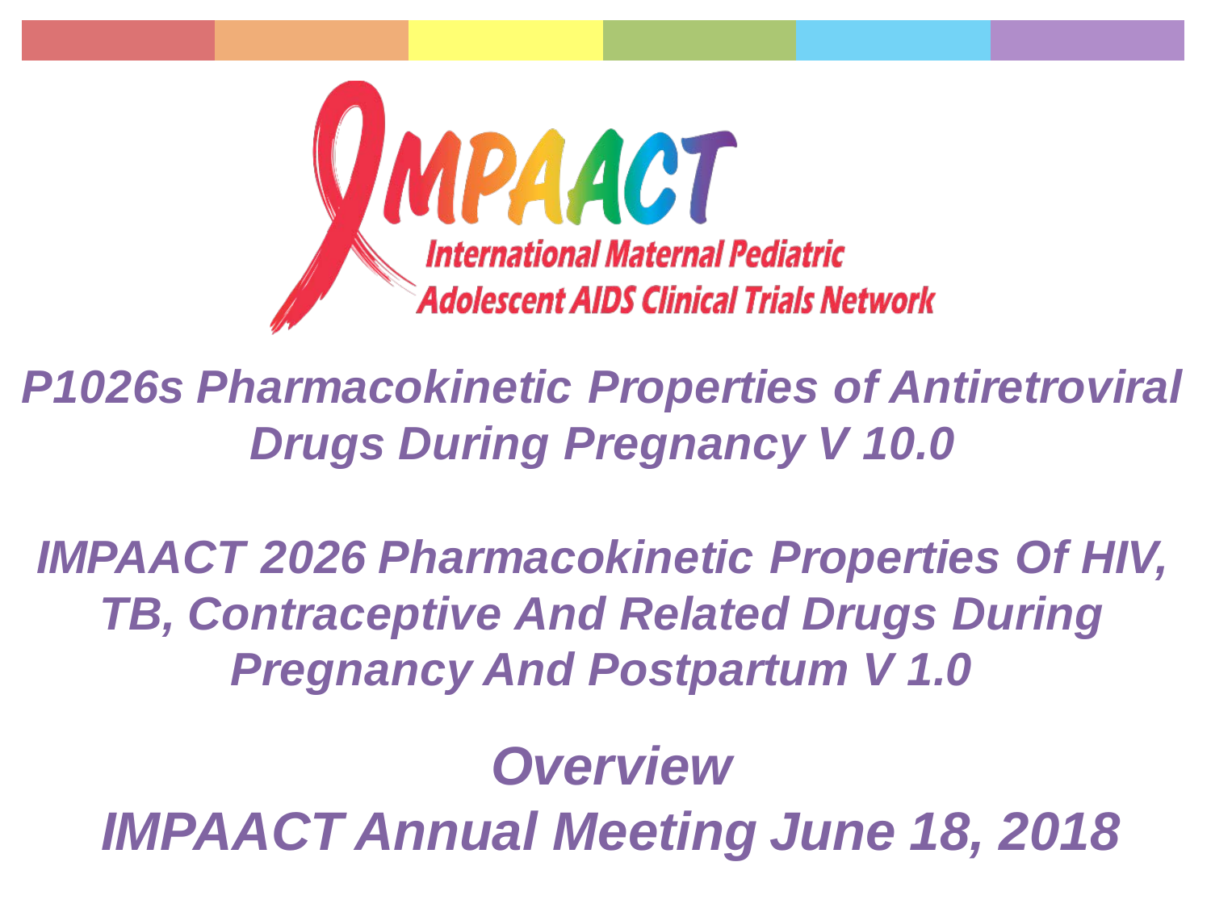IMPAACT

International Maternal Pediatric Adolescent AIDS Clinical Trials Network

# *P1026s Pharmacokinetic Properties of Antiretroviral Drugs During Pregnancy V 10.0*

# *IMPAACT 2026 Pharmacokinetic Properties Of HIV, TB, Contraceptive And Related Drugs During Pregnancy And Postpartum V 1.0*

## *Overview*

## *IMPAACT Annual Meeting June 18, 2018*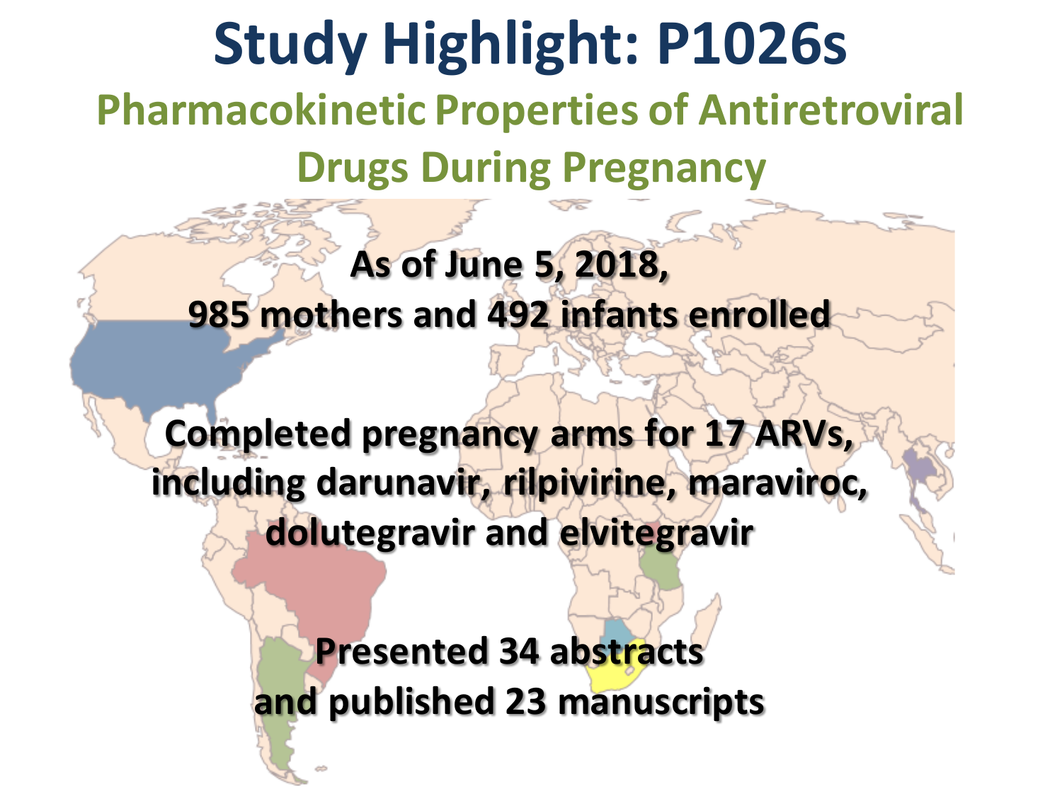# Study Highlight: P1026s

## Pharmacokinetic Properties of Antiretroviral Drugs During Pregnancy

**As of June 5, 2018,**
**985 mothers and 492 infants enrolled**

**Completed pregnancy arms for 17 ARVs, including darunavir, rilpivirine, maraviroc, dolutegravir and elvitegravir**

**Presented 34 abstracts and published 23 manuscripts**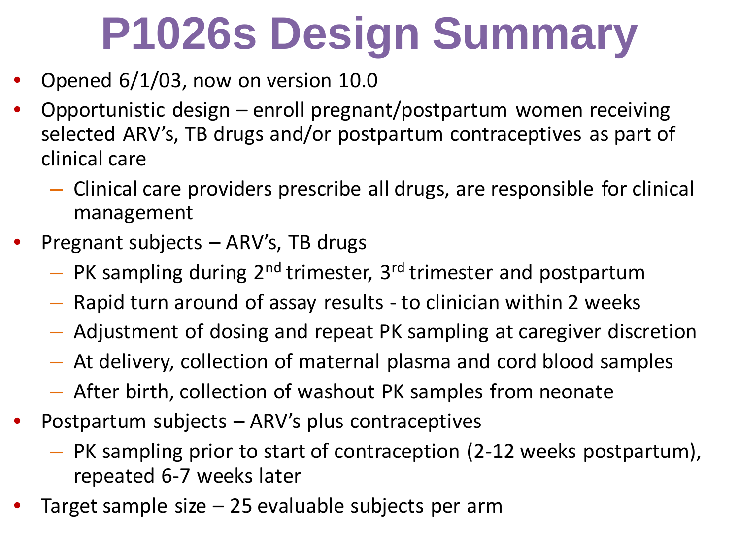# P1026s Design Summary

- Opened 6/1/03, now on version 10.0
- Opportunistic design – enroll pregnant/postpartum women receiving selected ARV's, TB drugs and/or postpartum contraceptives as part of clinical care
  - Clinical care providers prescribe all drugs, are responsible for clinical management
- Pregnant subjects – ARV's, TB drugs
  - PK sampling during 2nd trimester, 3rd trimester and postpartum
  - Rapid turn around of assay results - to clinician within 2 weeks
  - Adjustment of dosing and repeat PK sampling at caregiver discretion
  - At delivery, collection of maternal plasma and cord blood samples
  - After birth, collection of washout PK samples from neonate
- Postpartum subjects – ARV's plus contraceptives
  - PK sampling prior to start of contraception (2-12 weeks postpartum), repeated 6-7 weeks later
- Target sample size – 25 evaluable subjects per arm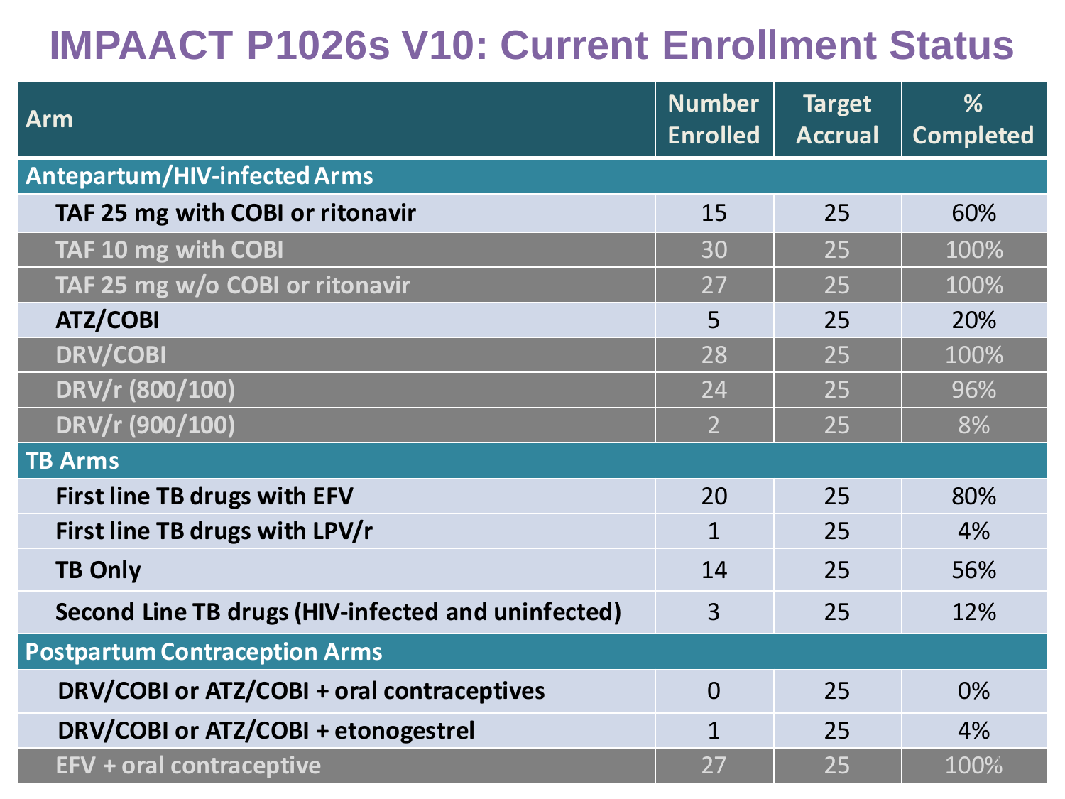# IMPAACT P1026s V10: Current Enrollment Status

| Arm | Number Enrolled | Target Accrual | % Completed |
|---|---|---|---|
| **Antepartum/HIV-infected Arms** | | | |
| TAF 25 mg with COBI or ritonavir | 15 | 25 | 60% |
| TAF 10 mg with COBI | 30 | 25 | 100% |
| TAF 25 mg w/o COBI or ritonavir | 27 | 25 | 100% |
| ATZ/COBI | 5 | 25 | 20% |
| DRV/COBI | 28 | 25 | 100% |
| DRV/r (800/100) | 24 | 25 | 96% |
| DRV/r (900/100) | 2 | 25 | 8% |
| **TB Arms** | | | |
| First line TB drugs with EFV | 20 | 25 | 80% |
| First line TB drugs with LPV/r | 1 | 25 | 4% |
| TB Only | 14 | 25 | 56% |
| Second Line TB drugs (HIV-infected and uninfected) | 3 | 25 | 12% |
| **Postpartum Contraception Arms** | | | |
| DRV/COBI or ATZ/COBI + oral contraceptives | 0 | 25 | 0% |
| DRV/COBI or ATZ/COBI + etonogestrel | 1 | 25 | 4% |
| EFV + oral contraceptive | 27 | 25 | 100% |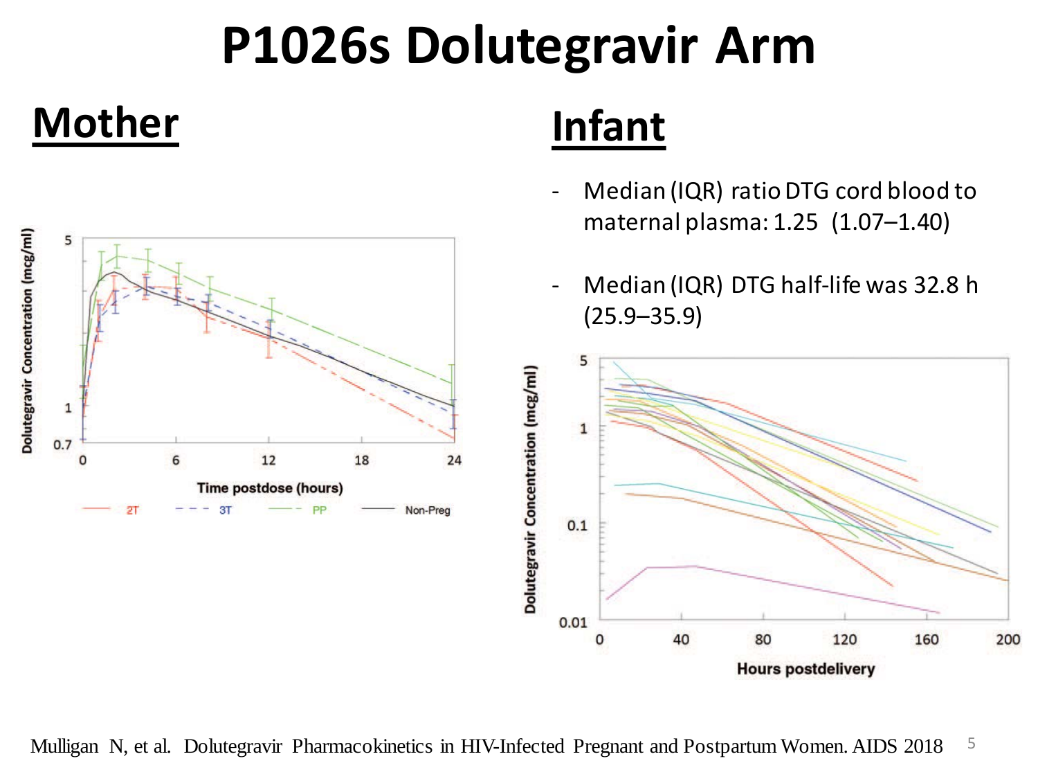# P1026s Dolutegravir Arm

## Mother

## Infant

- Median (IQR) ratio DTG cord blood to maternal plasma: 1.25 (1.07–1.40)
- Median (IQR) DTG half-life was 32.8 h (25.9–35.9)

Mulligan N, et al. Dolutegravir Pharmacokinetics in HIV-Infected Pregnant and Postpartum Women. AIDS 2018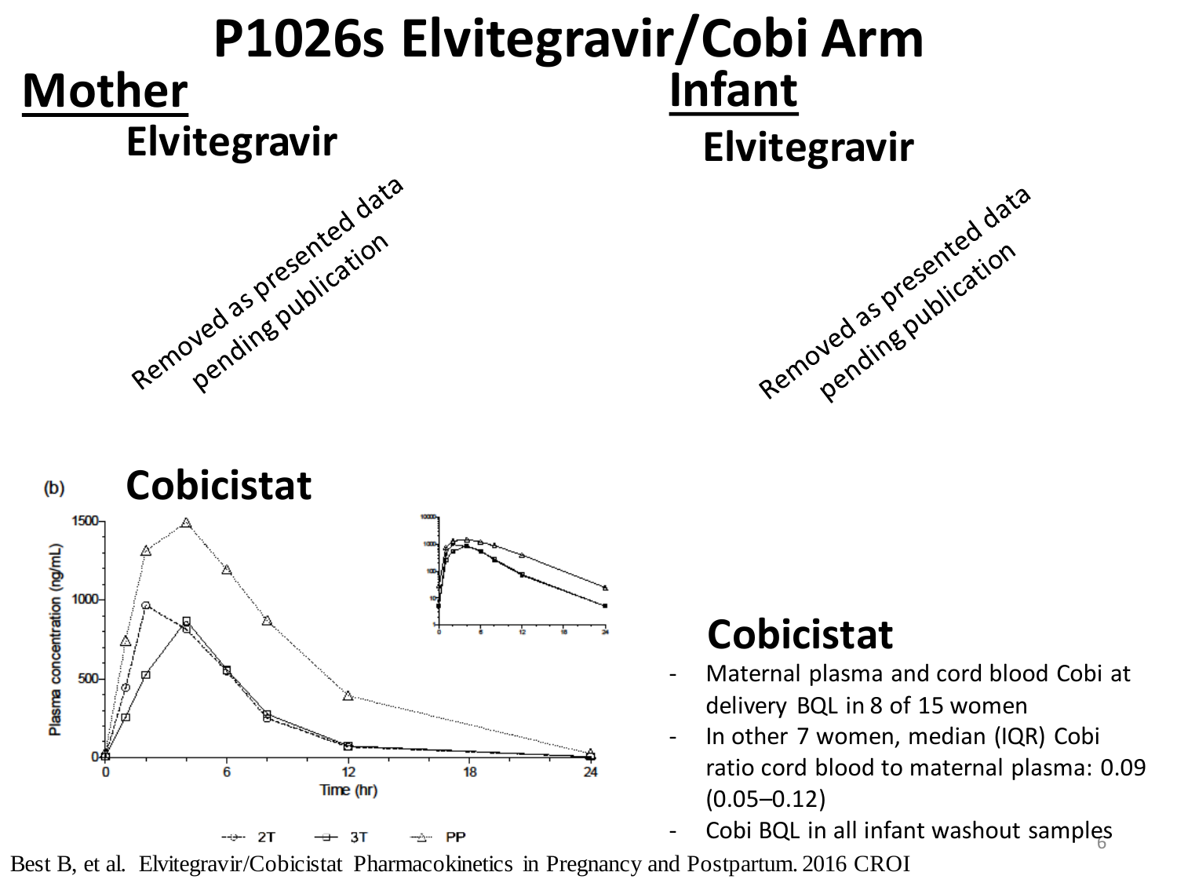# P1026s Elvitegravir/Cobi Arm

## Mother

### Elvitegravir

Removed as presented data pending publication

### Cobicistat

## Infant

### Elvitegravir

Removed as presented data pending publication

### Cobicistat

- Maternal plasma and cord blood Cobi at delivery BQL in 8 of 15 women
- In other 7 women, median (IQR) Cobi ratio cord blood to maternal plasma: 0.09 (0.05–0.12)
- Cobi BQL in all infant washout samples

Best B, et al. Elvitegravir/Cobicistat Pharmacokinetics in Pregnancy and Postpartum. 2016 CROI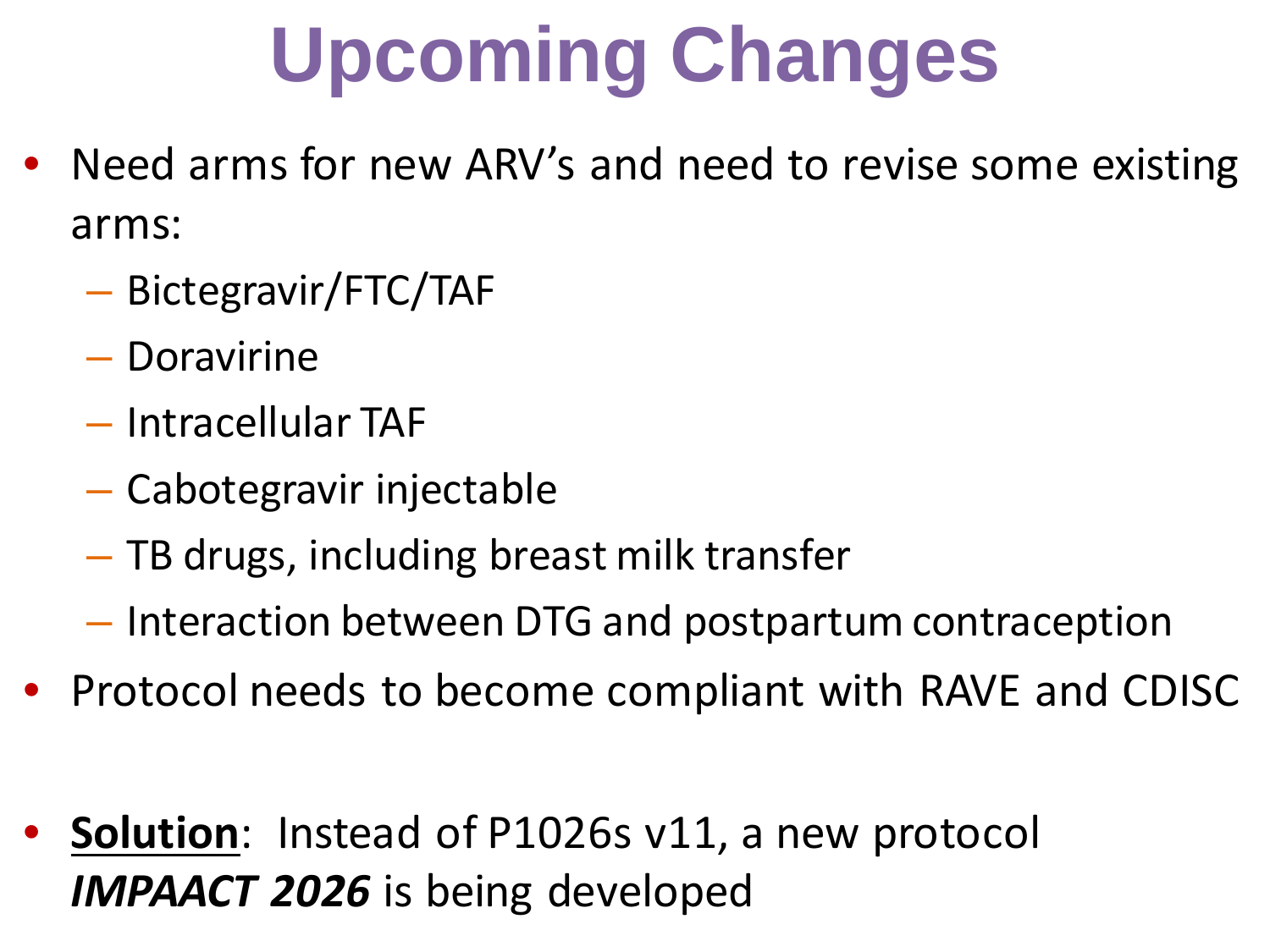# Upcoming Changes

- Need arms for new ARV's and need to revise some existing arms:
  - Bictegravir/FTC/TAF
  - Doravirine
  - Intracellular TAF
  - Cabotegravir injectable
  - TB drugs, including breast milk transfer
  - Interaction between DTG and postpartum contraception
- Protocol needs to become compliant with RAVE and CDISC

- **Solution**: Instead of P1026s v11, a new protocol ***IMPAACT 2026*** is being developed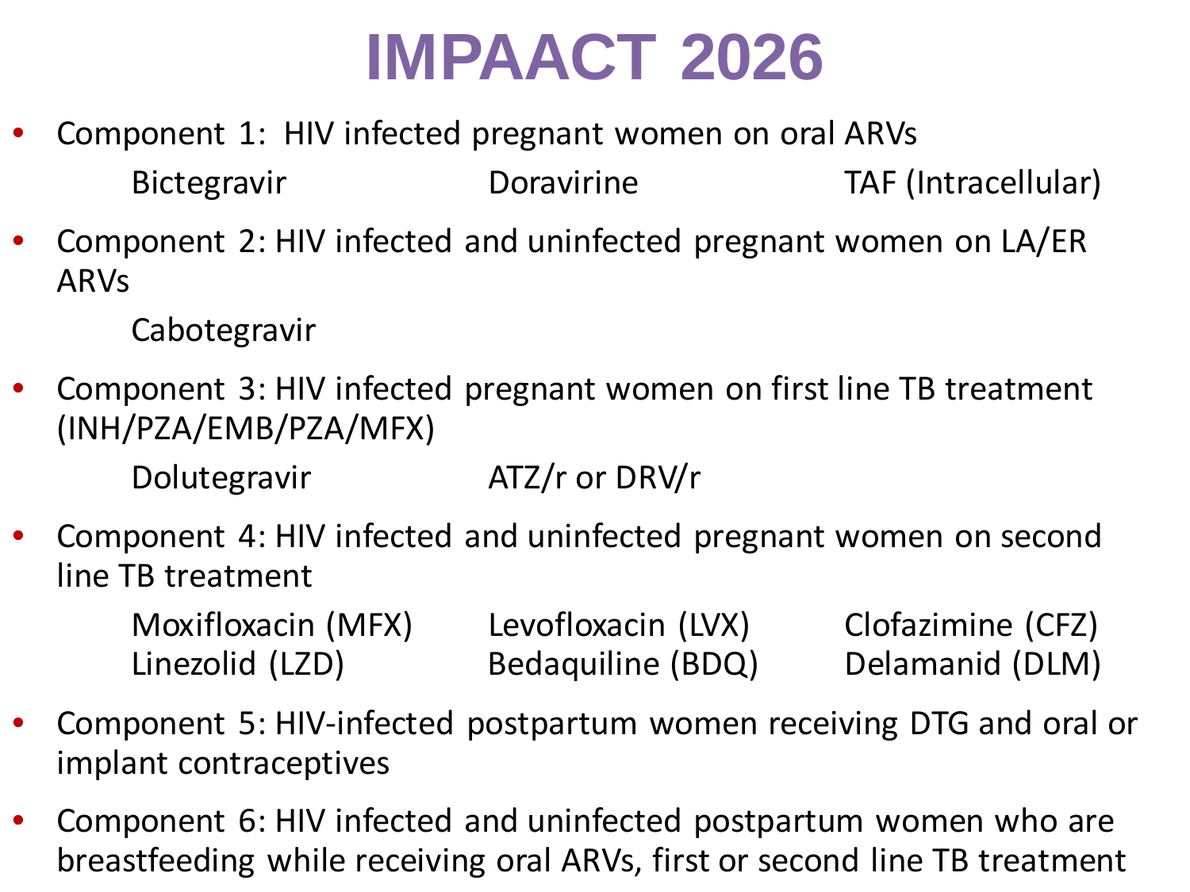# IMPAACT 2026

- Component 1: HIV infected pregnant women on oral ARVs

  Bictegravir  Doravirine  TAF (Intracellular)

- Component 2: HIV infected and uninfected pregnant women on LA/ER ARVs

  Cabotegravir

- Component 3: HIV infected pregnant women on first line TB treatment (INH/PZA/EMB/PZA/MFX)

  Dolutegravir  ATZ/r or DRV/r

- Component 4: HIV infected and uninfected pregnant women on second line TB treatment

  Moxifloxacin (MFX)  Levofloxacin (LVX)  Clofazimine (CFZ)
  Linezolid (LZD)  Bedaquiline (BDQ)  Delamanid (DLM)

- Component 5: HIV-infected postpartum women receiving DTG and oral or implant contraceptives

- Component 6: HIV infected and uninfected postpartum women who are breastfeeding while receiving oral ARVs, first or second line TB treatment